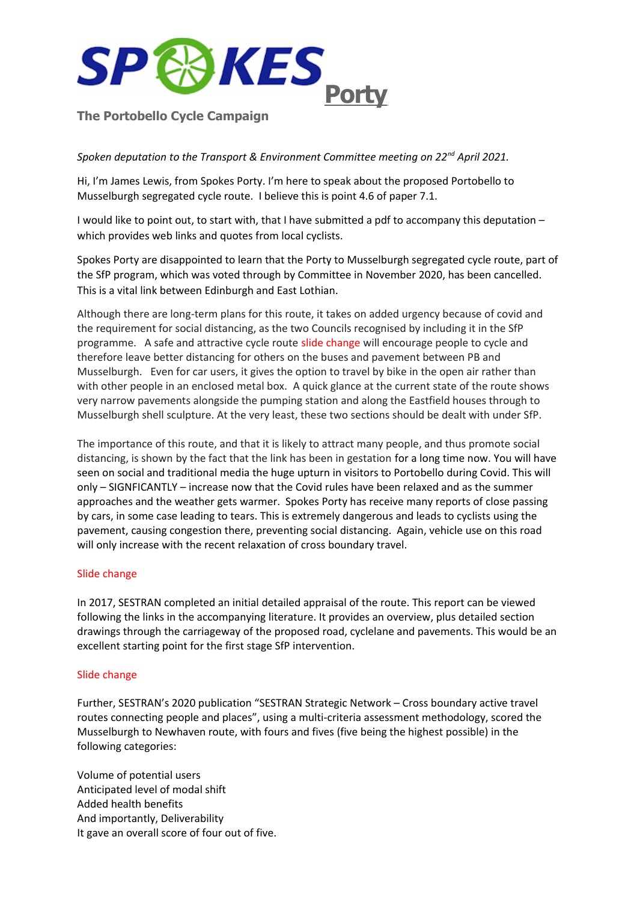# SPOKES Porty

**The Portobello Cycle Campaign**

*Spoken deputation to the Transport & Environment Committee meeting on 22nd April 2021.*

Hi, I'm James Lewis, from Spokes Porty. I'm here to speak about the proposed Portobello to Musselburgh segregated cycle route. I believe this is point 4.6 of paper 7.1.

I would like to point out, to start with, that I have submitted a pdf to accompany this deputation – which provides web links and quotes from local cyclists.

Spokes Porty are disappointed to learn that the Porty to Musselburgh segregated cycle route, part of the SfP program, which was voted through by Committee in November 2020, has been cancelled. This is a vital link between Edinburgh and East Lothian.

Although there are long-term plans for this route, it takes on added urgency because of covid and the requirement for social distancing, as the two Councils recognised by including it in the SfP programme. A safe and attractive cycle route slide change will encourage people to cycle and therefore leave better distancing for others on the buses and pavement between PB and Musselburgh. Even for car users, it gives the option to travel by bike in the open air rather than with other people in an enclosed metal box. A quick glance at the current state of the route shows very narrow pavements alongside the pumping station and along the Eastfield houses through to Musselburgh shell sculpture. At the very least, these two sections should be dealt with under SfP.

The importance of this route, and that it is likely to attract many people, and thus promote social distancing, is shown by the fact that the link has been in gestation for a long time now. You will have seen on social and traditional media the huge upturn in visitors to Portobello during Covid. This will only – SIGNFICANTLY – increase now that the Covid rules have been relaxed and as the summer approaches and the weather gets warmer. Spokes Porty has receive many reports of close passing by cars, in some case leading to tears. This is extremely dangerous and leads to cyclists using the pavement, causing congestion there, preventing social distancing. Again, vehicle use on this road will only increase with the recent relaxation of cross boundary travel.

Slide change

In 2017, SESTRAN completed an initial detailed appraisal of the route. This report can be viewed following the links in the accompanying literature. It provides an overview, plus detailed section drawings through the carriageway of the proposed road, cyclelane and pavements. This would be an excellent starting point for the first stage SfP intervention.

Slide change

Further, SESTRAN's 2020 publication "SESTRAN Strategic Network – Cross boundary active travel routes connecting people and places", using a multi-criteria assessment methodology, scored the Musselburgh to Newhaven route, with fours and fives (five being the highest possible) in the following categories:

Volume of potential users  
Anticipated level of modal shift  
Added health benefits  
And importantly, Deliverability  
It gave an overall score of four out of five.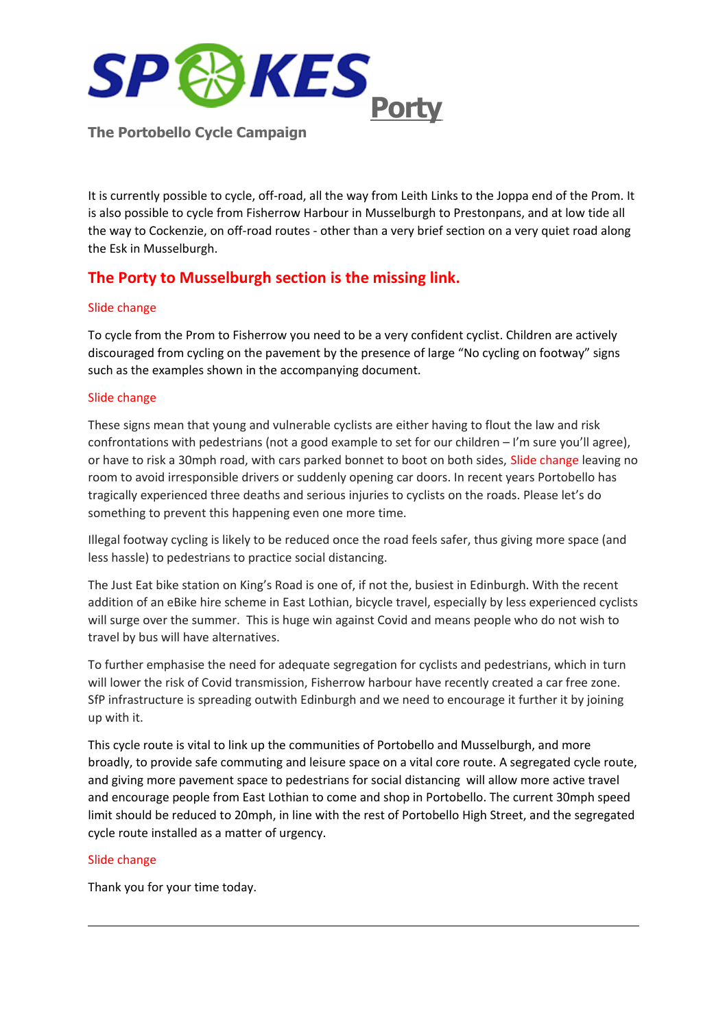# SPOKES Porty

**The Portobello Cycle Campaign**

It is currently possible to cycle, off-road, all the way from Leith Links to the Joppa end of the Prom. It is also possible to cycle from Fisherrow Harbour in Musselburgh to Prestonpans, and at low tide all the way to Cockenzie, on off-road routes - other than a very brief section on a very quiet road along the Esk in Musselburgh.

## The Porty to Musselburgh section is the missing link.

Slide change

To cycle from the Prom to Fisherrow you need to be a very confident cyclist. Children are actively discouraged from cycling on the pavement by the presence of large "No cycling on footway" signs such as the examples shown in the accompanying document.

Slide change

These signs mean that young and vulnerable cyclists are either having to flout the law and risk confrontations with pedestrians (not a good example to set for our children – I'm sure you'll agree), or have to risk a 30mph road, with cars parked bonnet to boot on both sides, Slide change leaving no room to avoid irresponsible drivers or suddenly opening car doors. In recent years Portobello has tragically experienced three deaths and serious injuries to cyclists on the roads. Please let's do something to prevent this happening even one more time.

Illegal footway cycling is likely to be reduced once the road feels safer, thus giving more space (and less hassle) to pedestrians to practice social distancing.

The Just Eat bike station on King's Road is one of, if not the, busiest in Edinburgh. With the recent addition of an eBike hire scheme in East Lothian, bicycle travel, especially by less experienced cyclists will surge over the summer. This is huge win against Covid and means people who do not wish to travel by bus will have alternatives.

To further emphasise the need for adequate segregation for cyclists and pedestrians, which in turn will lower the risk of Covid transmission, Fisherrow harbour have recently created a car free zone. SfP infrastructure is spreading outwith Edinburgh and we need to encourage it further it by joining up with it.

This cycle route is vital to link up the communities of Portobello and Musselburgh, and more broadly, to provide safe commuting and leisure space on a vital core route. A segregated cycle route, and giving more pavement space to pedestrians for social distancing will allow more active travel and encourage people from East Lothian to come and shop in Portobello. The current 30mph speed limit should be reduced to 20mph, in line with the rest of Portobello High Street, and the segregated cycle route installed as a matter of urgency.

Slide change

Thank you for your time today.

---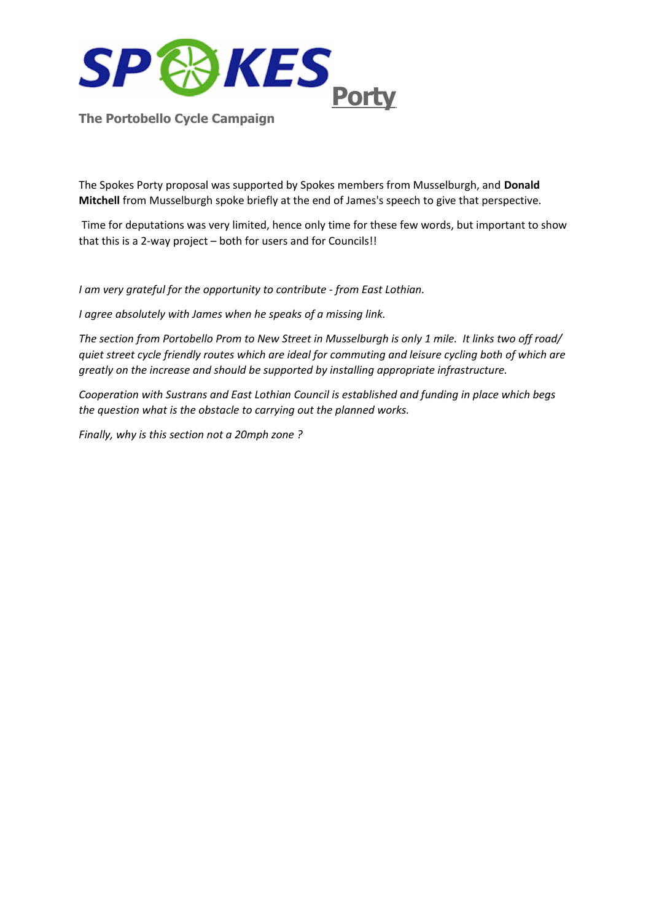# SPOKES Porty

**The Portobello Cycle Campaign**

The Spokes Porty proposal was supported by Spokes members from Musselburgh, and **Donald Mitchell** from Musselburgh spoke briefly at the end of James's speech to give that perspective.

Time for deputations was very limited, hence only time for these few words, but important to show that this is a 2-way project – both for users and for Councils!!

*I am very grateful for the opportunity to contribute - from East Lothian.*

*I agree absolutely with James when he speaks of a missing link.*

*The section from Portobello Prom to New Street in Musselburgh is only 1 mile. It links two off road/ quiet street cycle friendly routes which are ideal for commuting and leisure cycling both of which are greatly on the increase and should be supported by installing appropriate infrastructure.*

*Cooperation with Sustrans and East Lothian Council is established and funding in place which begs the question what is the obstacle to carrying out the planned works.*

*Finally, why is this section not a 20mph zone ?*